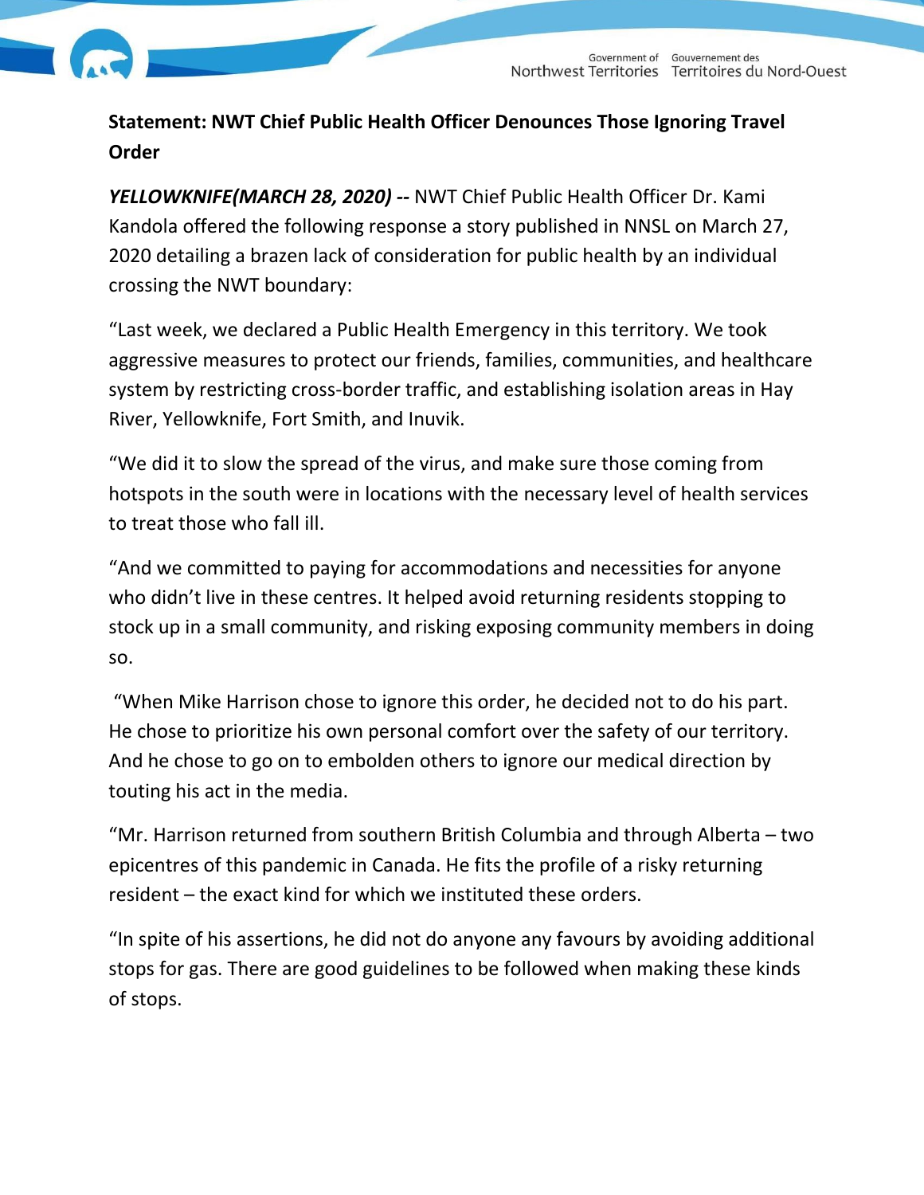**Statement: NWT Chief Public Health Officer Denounces Those Ignoring Travel Order**

***YELLOWKNIFE(MARCH 28, 2020) --*** NWT Chief Public Health Officer Dr. Kami Kandola offered the following response a story published in NNSL on March 27, 2020 detailing a brazen lack of consideration for public health by an individual crossing the NWT boundary:

"Last week, we declared a Public Health Emergency in this territory. We took aggressive measures to protect our friends, families, communities, and healthcare system by restricting cross-border traffic, and establishing isolation areas in Hay River, Yellowknife, Fort Smith, and Inuvik.

"We did it to slow the spread of the virus, and make sure those coming from hotspots in the south were in locations with the necessary level of health services to treat those who fall ill.

"And we committed to paying for accommodations and necessities for anyone who didn't live in these centres. It helped avoid returning residents stopping to stock up in a small community, and risking exposing community members in doing so.

"When Mike Harrison chose to ignore this order, he decided not to do his part. He chose to prioritize his own personal comfort over the safety of our territory. And he chose to go on to embolden others to ignore our medical direction by touting his act in the media.

"Mr. Harrison returned from southern British Columbia and through Alberta – two epicentres of this pandemic in Canada. He fits the profile of a risky returning resident – the exact kind for which we instituted these orders.

"In spite of his assertions, he did not do anyone any favours by avoiding additional stops for gas. There are good guidelines to be followed when making these kinds of stops.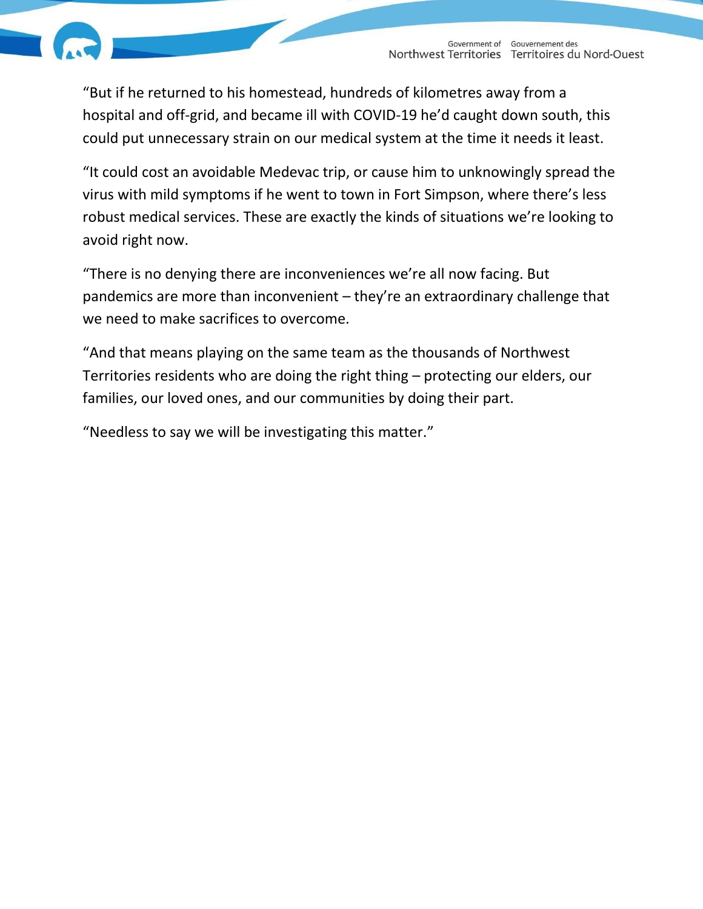"But if he returned to his homestead, hundreds of kilometres away from a hospital and off-grid, and became ill with COVID-19 he'd caught down south, this could put unnecessary strain on our medical system at the time it needs it least.

"It could cost an avoidable Medevac trip, or cause him to unknowingly spread the virus with mild symptoms if he went to town in Fort Simpson, where there's less robust medical services. These are exactly the kinds of situations we're looking to avoid right now.

"There is no denying there are inconveniences we're all now facing. But pandemics are more than inconvenient – they're an extraordinary challenge that we need to make sacrifices to overcome.

"And that means playing on the same team as the thousands of Northwest Territories residents who are doing the right thing – protecting our elders, our families, our loved ones, and our communities by doing their part.

"Needless to say we will be investigating this matter."